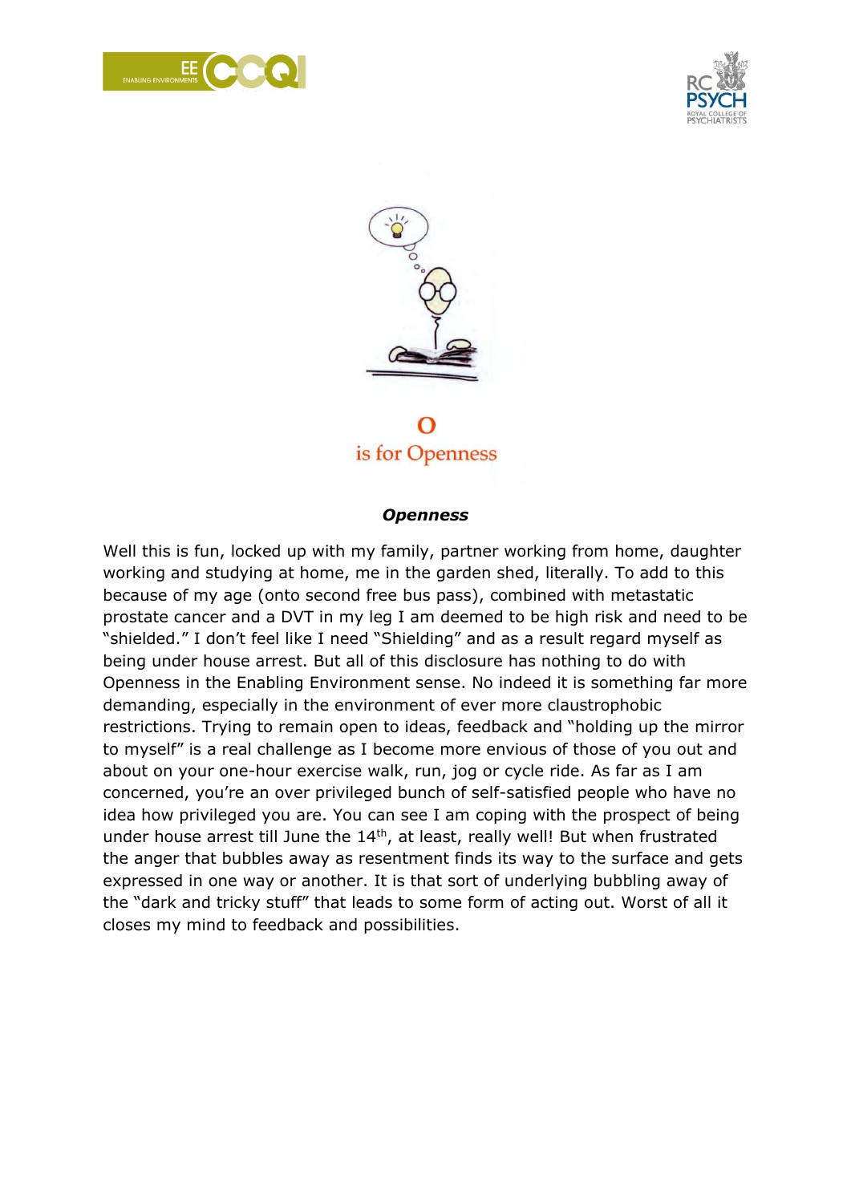O
is for Openness

## *Openness*

Well this is fun, locked up with my family, partner working from home, daughter working and studying at home, me in the garden shed, literally. To add to this because of my age (onto second free bus pass), combined with metastatic prostate cancer and a DVT in my leg I am deemed to be high risk and need to be "shielded." I don't feel like I need "Shielding" and as a result regard myself as being under house arrest. But all of this disclosure has nothing to do with Openness in the Enabling Environment sense. No indeed it is something far more demanding, especially in the environment of ever more claustrophobic restrictions. Trying to remain open to ideas, feedback and "holding up the mirror to myself" is a real challenge as I become more envious of those of you out and about on your one-hour exercise walk, run, jog or cycle ride. As far as I am concerned, you're an over privileged bunch of self-satisfied people who have no idea how privileged you are. You can see I am coping with the prospect of being under house arrest till June the 14th, at least, really well! But when frustrated the anger that bubbles away as resentment finds its way to the surface and gets expressed in one way or another. It is that sort of underlying bubbling away of the "dark and tricky stuff" that leads to some form of acting out. Worst of all it closes my mind to feedback and possibilities.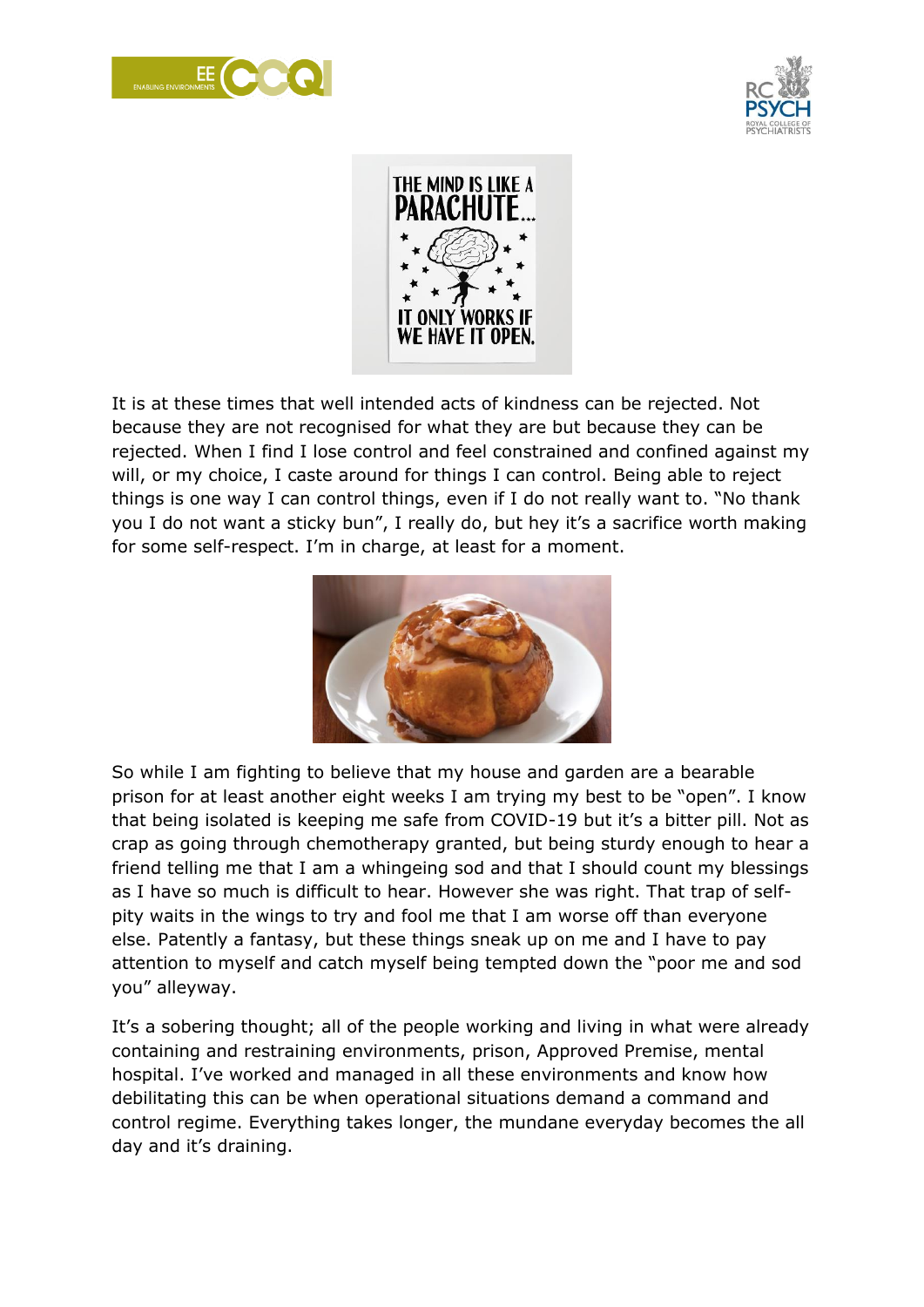It is at these times that well intended acts of kindness can be rejected. Not because they are not recognised for what they are but because they can be rejected. When I find I lose control and feel constrained and confined against my will, or my choice, I caste around for things I can control. Being able to reject things is one way I can control things, even if I do not really want to. "No thank you I do not want a sticky bun", I really do, but hey it's a sacrifice worth making for some self-respect. I'm in charge, at least for a moment.

So while I am fighting to believe that my house and garden are a bearable prison for at least another eight weeks I am trying my best to be "open". I know that being isolated is keeping me safe from COVID-19 but it's a bitter pill. Not as crap as going through chemotherapy granted, but being sturdy enough to hear a friend telling me that I am a whingeing sod and that I should count my blessings as I have so much is difficult to hear. However she was right. That trap of self-pity waits in the wings to try and fool me that I am worse off than everyone else. Patently a fantasy, but these things sneak up on me and I have to pay attention to myself and catch myself being tempted down the "poor me and sod you" alleyway.

It's a sobering thought; all of the people working and living in what were already containing and restraining environments, prison, Approved Premise, mental hospital. I've worked and managed in all these environments and know how debilitating this can be when operational situations demand a command and control regime. Everything takes longer, the mundane everyday becomes the all day and it's draining.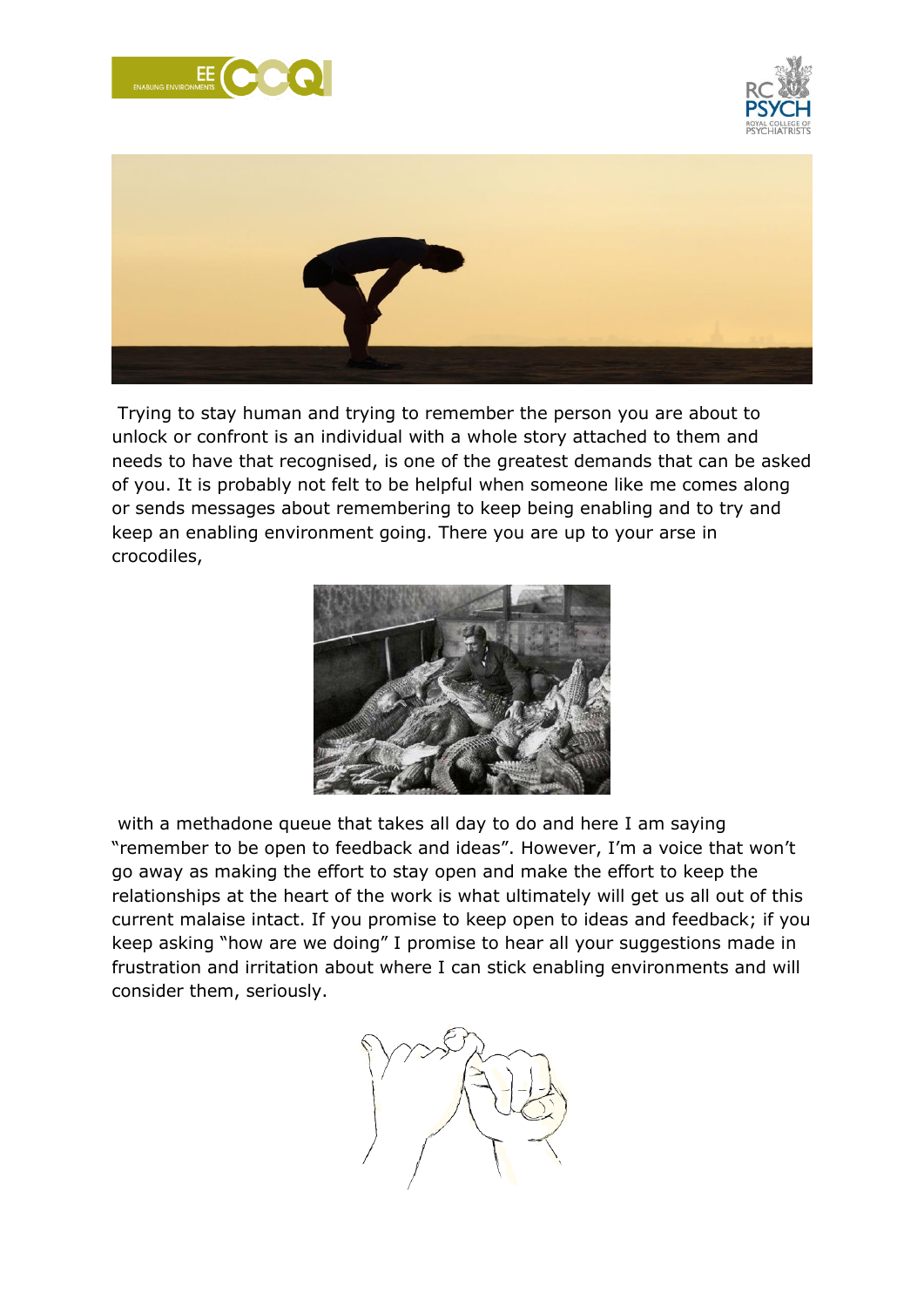Trying to stay human and trying to remember the person you are about to unlock or confront is an individual with a whole story attached to them and needs to have that recognised, is one of the greatest demands that can be asked of you. It is probably not felt to be helpful when someone like me comes along or sends messages about remembering to keep being enabling and to try and keep an enabling environment going. There you are up to your arse in crocodiles,

with a methadone queue that takes all day to do and here I am saying "remember to be open to feedback and ideas". However, I'm a voice that won't go away as making the effort to stay open and make the effort to keep the relationships at the heart of the work is what ultimately will get us all out of this current malaise intact. If you promise to keep open to ideas and feedback; if you keep asking "how are we doing" I promise to hear all your suggestions made in frustration and irritation about where I can stick enabling environments and will consider them, seriously.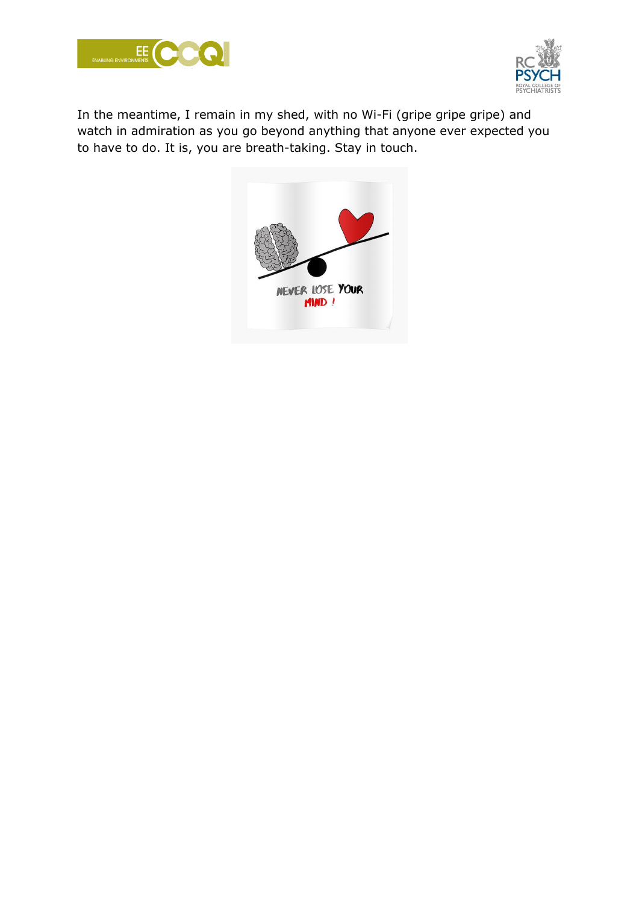In the meantime, I remain in my shed, with no Wi-Fi (gripe gripe gripe) and watch in admiration as you go beyond anything that anyone ever expected you to have to do. It is, you are breath-taking. Stay in touch.